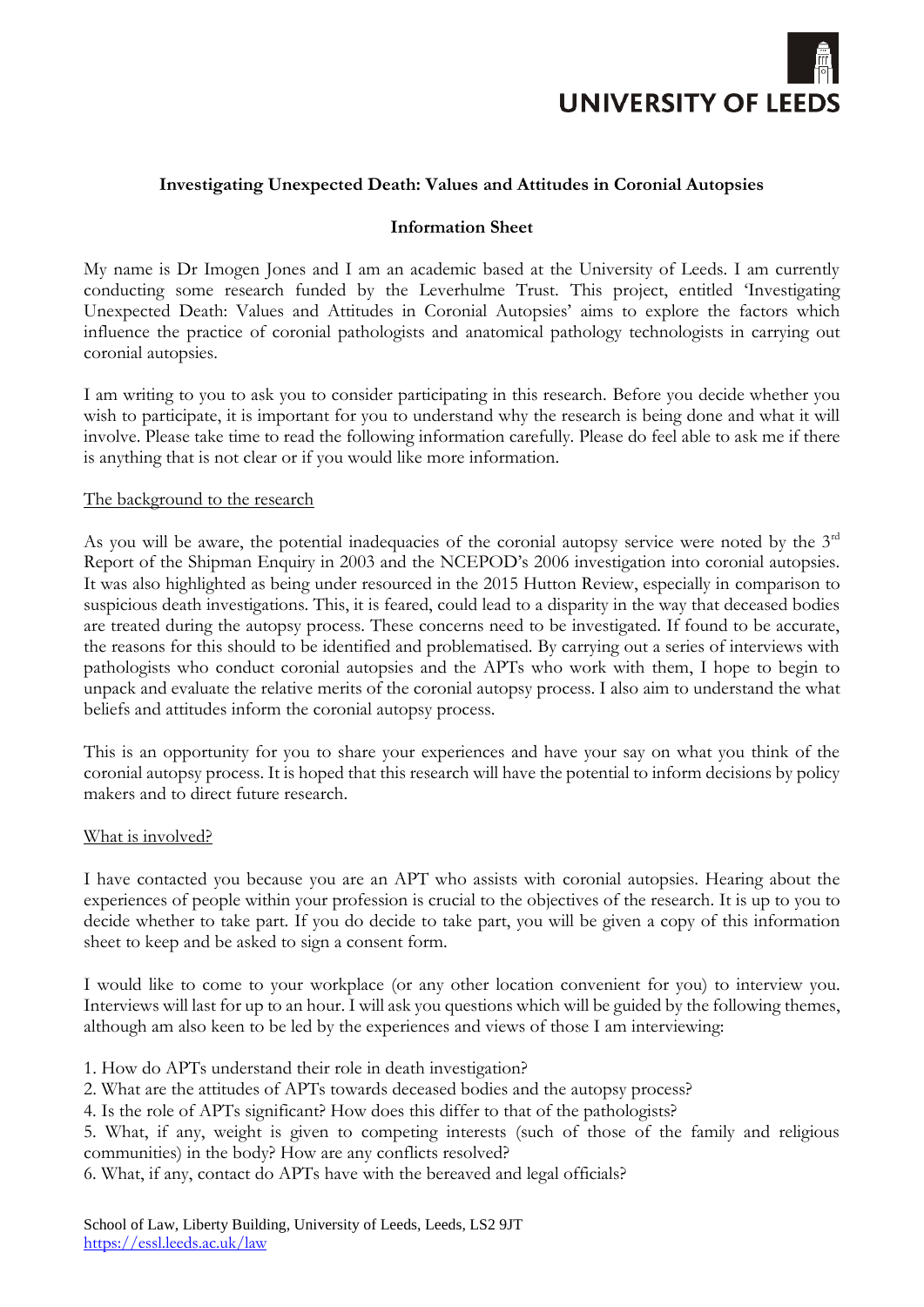UNIVERSITY OF LEEDS

**Investigating Unexpected Death: Values and Attitudes in Coronial Autopsies**

**Information Sheet**

My name is Dr Imogen Jones and I am an academic based at the University of Leeds. I am currently conducting some research funded by the Leverhulme Trust. This project, entitled 'Investigating Unexpected Death: Values and Attitudes in Coronial Autopsies' aims to explore the factors which influence the practice of coronial pathologists and anatomical pathology technologists in carrying out coronial autopsies.

I am writing to you to ask you to consider participating in this research. Before you decide whether you wish to participate, it is important for you to understand why the research is being done and what it will involve. Please take time to read the following information carefully. Please do feel able to ask me if there is anything that is not clear or if you would like more information.

The background to the research

As you will be aware, the potential inadequacies of the coronial autopsy service were noted by the 3rd Report of the Shipman Enquiry in 2003 and the NCEPOD's 2006 investigation into coronial autopsies. It was also highlighted as being under resourced in the 2015 Hutton Review, especially in comparison to suspicious death investigations. This, it is feared, could lead to a disparity in the way that deceased bodies are treated during the autopsy process. These concerns need to be investigated. If found to be accurate, the reasons for this should to be identified and problematised. By carrying out a series of interviews with pathologists who conduct coronial autopsies and the APTs who work with them, I hope to begin to unpack and evaluate the relative merits of the coronial autopsy process. I also aim to understand the what beliefs and attitudes inform the coronial autopsy process.

This is an opportunity for you to share your experiences and have your say on what you think of the coronial autopsy process. It is hoped that this research will have the potential to inform decisions by policy makers and to direct future research.

What is involved?

I have contacted you because you are an APT who assists with coronial autopsies. Hearing about the experiences of people within your profession is crucial to the objectives of the research. It is up to you to decide whether to take part. If you do decide to take part, you will be given a copy of this information sheet to keep and be asked to sign a consent form.

I would like to come to your workplace (or any other location convenient for you) to interview you. Interviews will last for up to an hour. I will ask you questions which will be guided by the following themes, although am also keen to be led by the experiences and views of those I am interviewing:

1. How do APTs understand their role in death investigation?
2. What are the attitudes of APTs towards deceased bodies and the autopsy process?
4. Is the role of APTs significant? How does this differ to that of the pathologists?
5. What, if any, weight is given to competing interests (such of those of the family and religious communities) in the body? How are any conflicts resolved?
6. What, if any, contact do APTs have with the bereaved and legal officials?

School of Law, Liberty Building, University of Leeds, Leeds, LS2 9JT
https://essl.leeds.ac.uk/law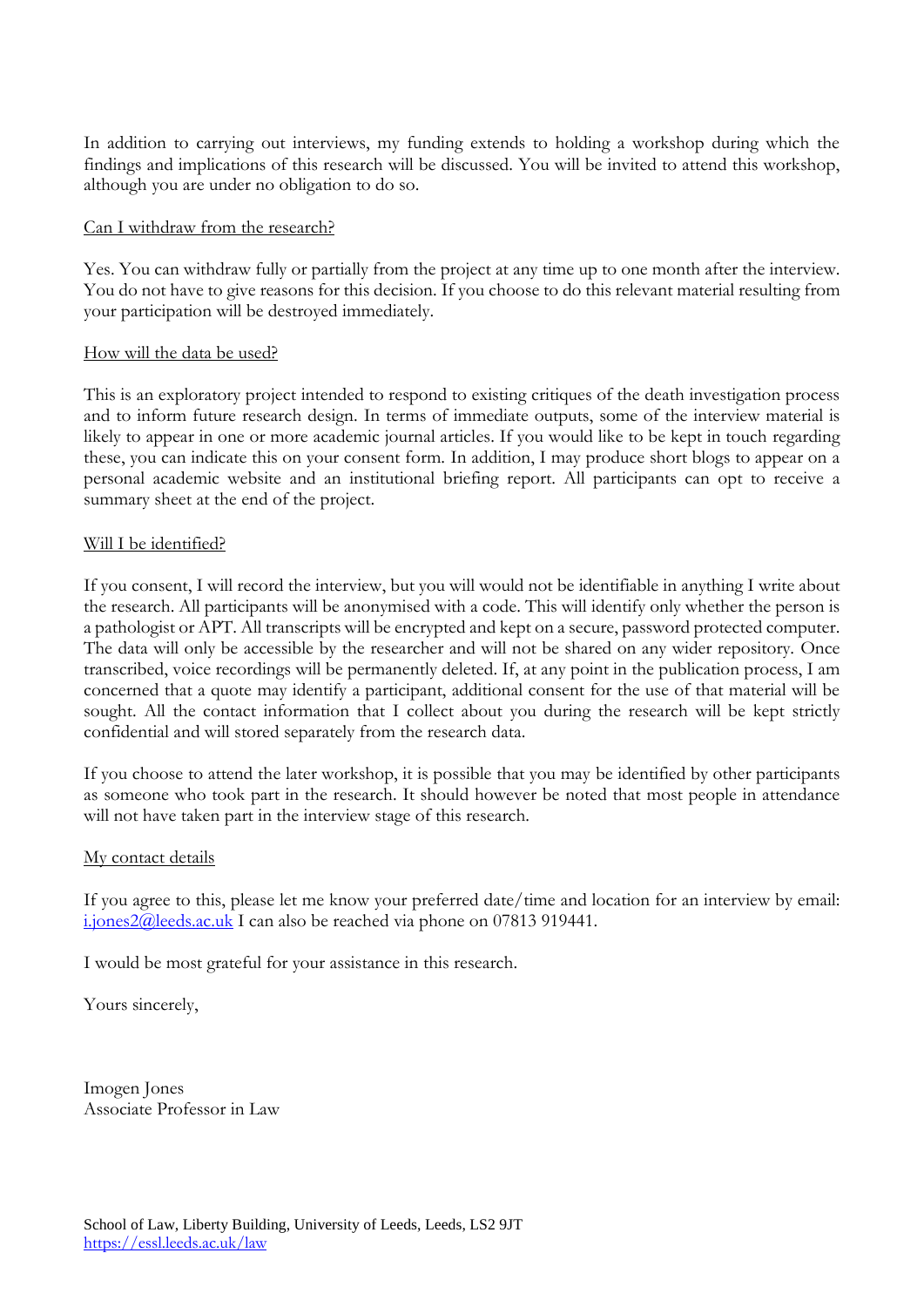In addition to carrying out interviews, my funding extends to holding a workshop during which the findings and implications of this research will be discussed. You will be invited to attend this workshop, although you are under no obligation to do so.

Can I withdraw from the research?

Yes. You can withdraw fully or partially from the project at any time up to one month after the interview. You do not have to give reasons for this decision. If you choose to do this relevant material resulting from your participation will be destroyed immediately.

How will the data be used?

This is an exploratory project intended to respond to existing critiques of the death investigation process and to inform future research design. In terms of immediate outputs, some of the interview material is likely to appear in one or more academic journal articles. If you would like to be kept in touch regarding these, you can indicate this on your consent form. In addition, I may produce short blogs to appear on a personal academic website and an institutional briefing report. All participants can opt to receive a summary sheet at the end of the project.

Will I be identified?

If you consent, I will record the interview, but you will would not be identifiable in anything I write about the research. All participants will be anonymised with a code. This will identify only whether the person is a pathologist or APT. All transcripts will be encrypted and kept on a secure, password protected computer. The data will only be accessible by the researcher and will not be shared on any wider repository. Once transcribed, voice recordings will be permanently deleted. If, at any point in the publication process, I am concerned that a quote may identify a participant, additional consent for the use of that material will be sought. All the contact information that I collect about you during the research will be kept strictly confidential and will stored separately from the research data.

If you choose to attend the later workshop, it is possible that you may be identified by other participants as someone who took part in the research. It should however be noted that most people in attendance will not have taken part in the interview stage of this research.

My contact details

If you agree to this, please let me know your preferred date/time and location for an interview by email: i.jones2@leeds.ac.uk I can also be reached via phone on 07813 919441.

I would be most grateful for your assistance in this research.

Yours sincerely,

Imogen Jones
Associate Professor in Law

School of Law, Liberty Building, University of Leeds, Leeds, LS2 9JT
https://essl.leeds.ac.uk/law